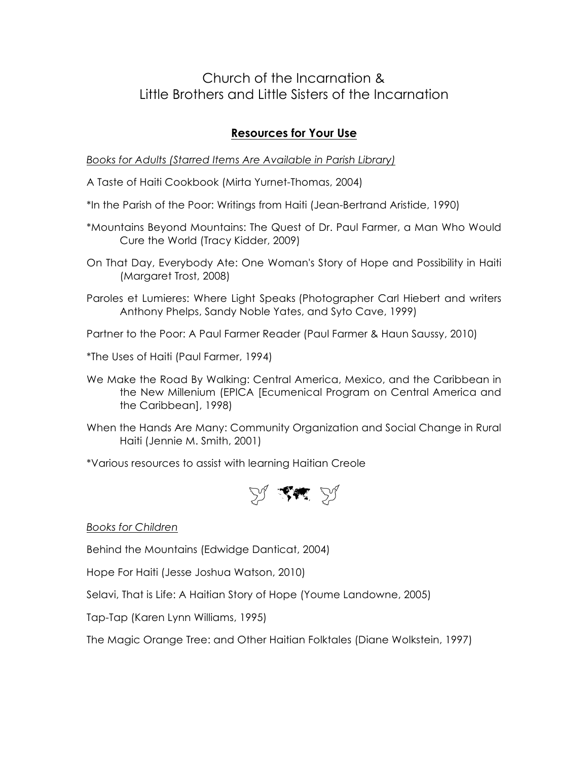# Church of the Incarnation & Little Brothers and Little Sisters of the Incarnation

## Resources for Your Use

*Books for Adults (Starred Items Are Available in Parish Library)*

A Taste of Haiti Cookbook (Mirta Yurnet-Thomas, 2004)

*In the Parish of the Poor: Writings from Haiti (Jean-Bertrand Aristide, 1990)

*Mountains Beyond Mountains: The Quest of Dr. Paul Farmer, a Man Who Would Cure the World (Tracy Kidder, 2009)

On That Day, Everybody Ate: One Woman's Story of Hope and Possibility in Haiti (Margaret Trost, 2008)

Paroles et Lumieres: Where Light Speaks (Photographer Carl Hiebert and writers Anthony Phelps, Sandy Noble Yates, and Syto Cave, 1999)

Partner to the Poor: A Paul Farmer Reader (Paul Farmer & Haun Saussy, 2010)

*The Uses of Haiti (Paul Farmer, 1994)

We Make the Road By Walking: Central America, Mexico, and the Caribbean in the New Millenium (EPICA [Ecumenical Program on Central America and the Caribbean], 1998)

When the Hands Are Many: Community Organization and Social Change in Rural Haiti (Jennie M. Smith, 2001)

*Various resources to assist with learning Haitian Creole

*Books for Children*

Behind the Mountains (Edwidge Danticat, 2004)

Hope For Haiti (Jesse Joshua Watson, 2010)

Selavi, That is Life: A Haitian Story of Hope (Youme Landowne, 2005)

Tap-Tap (Karen Lynn Williams, 1995)

The Magic Orange Tree: and Other Haitian Folktales (Diane Wolkstein, 1997)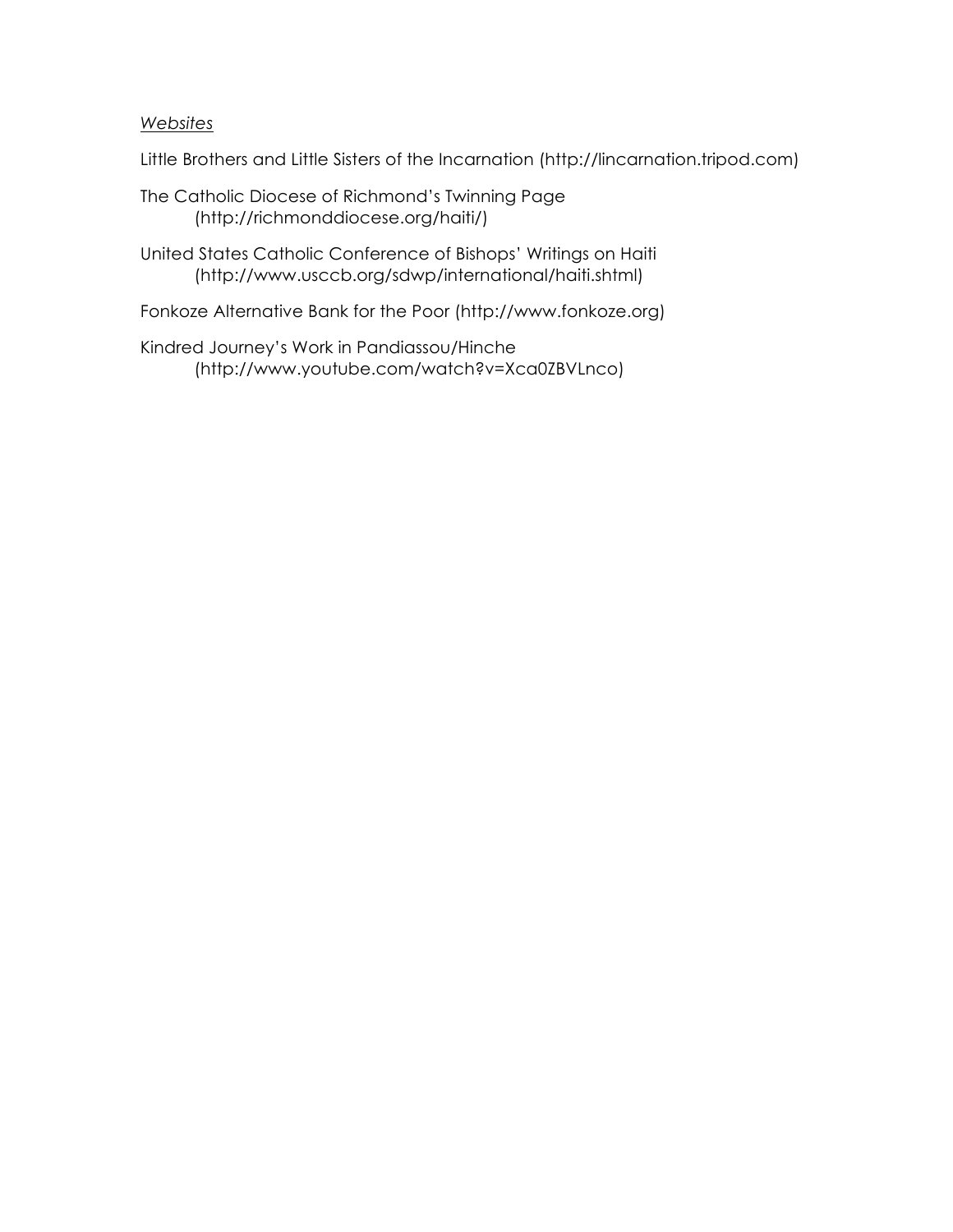*Websites*

Little Brothers and Little Sisters of the Incarnation (http://lincarnation.tripod.com)

The Catholic Diocese of Richmond's Twinning Page (http://richmonddiocese.org/haiti/)

United States Catholic Conference of Bishops' Writings on Haiti (http://www.usccb.org/sdwp/international/haiti.shtml)

Fonkoze Alternative Bank for the Poor (http://www.fonkoze.org)

Kindred Journey's Work in Pandiassou/Hinche (http://www.youtube.com/watch?v=Xca0ZBVLnco)